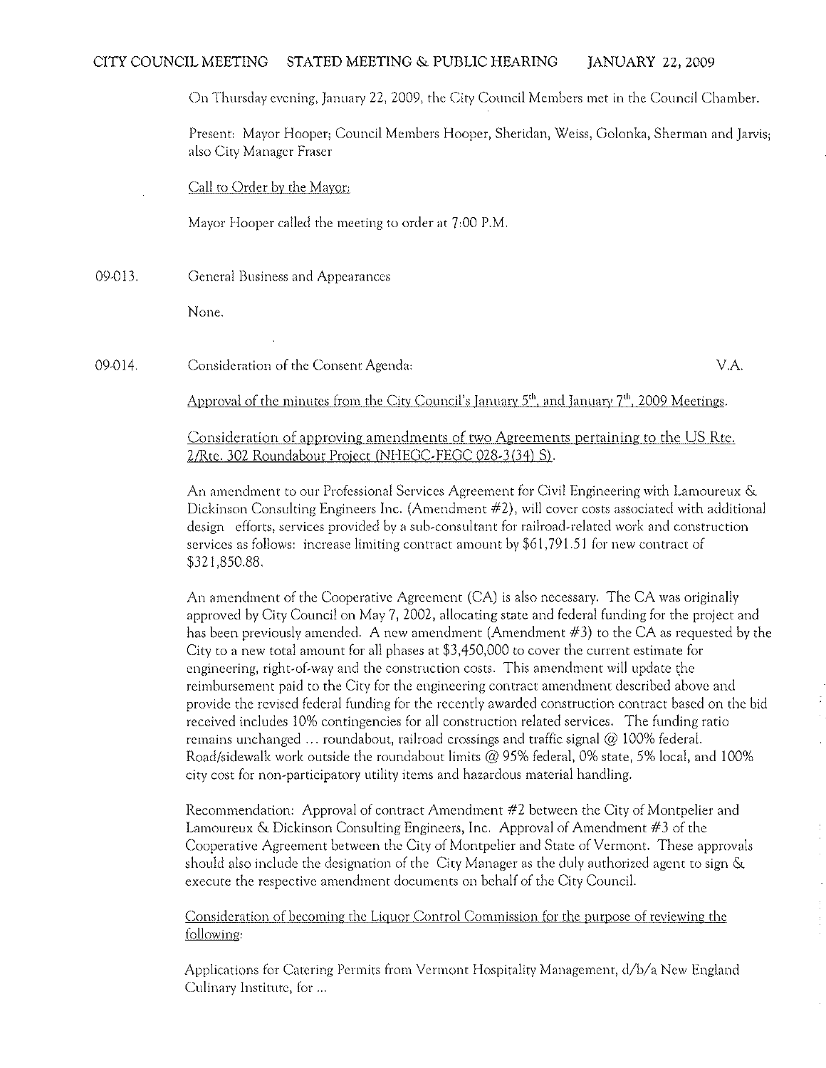# CITY COUNCIL MEETING STATED MEETING & PUBLIC HEARING JANUARY 22, 2009

On Thursday evening, January 22, 2009, the City Council Members met in the Council Chamber.

Present: Mayor Hooper; Council Members Hooper, Sheridan, Weiss, Golonka, Sherman and Jarvis; also City Manager Fraser

Call to Order by the Mayor:

Mayor Hooper called the meeting to order at 7:00 P.M.

09-013. General Business and Appearances

None.

09-014. Consideration of the Consent Agenda: V.A.

Approval of the minutes from the City Council's January 5th, and January 7th, 2009 Meetings.

Consideration of approving amendments of two Agreements pertaining to the US Rte. 2/Rte. 302 Roundabout Project (NHEGC-FEGC 028-3(34) S).

An amendment to our Professional Services Agreement for Civil Engineering with Lamoureux & Dickinson Consulting Engineers Inc. (Amendment #2), will cover costs associated with additional design efforts, services provided by a sub-consultant for railroad-related work and construction services as follows: increase limiting contract amount by $61,791.51 for new contract of $321,850.88.

An amendment of the Cooperative Agreement (CA) is also necessary. The CA was originally approved by City Council on May 7, 2002, allocating state and federal funding for the project and has been previously amended. A new amendment (Amendment #3) to the CA as requested by the City to a new total amount for all phases at $3,450,000 to cover the current estimate for engineering, right-of-way and the construction costs. This amendment will update the reimbursement paid to the City for the engineering contract amendment described above and provide the revised federal funding for the recently awarded construction contract based on the bid received includes 10% contingencies for all construction related services. The funding ratio remains unchanged ... roundabout, railroad crossings and traffic signal @ 100% federal. Road/sidewalk work outside the roundabout limits @ 95% federal, 0% state, 5% local, and 100% city cost for non-participatory utility items and hazardous material handling.

Recommendation: Approval of contract Amendment #2 between the City of Montpelier and Lamoureux & Dickinson Consulting Engineers, Inc. Approval of Amendment #3 of the Cooperative Agreement between the City of Montpelier and State of Vermont. These approvals should also include the designation of the City Manager as the duly authorized agent to sign & execute the respective amendment documents on behalf of the City Council.

Consideration of becoming the Liquor Control Commission for the purpose of reviewing the following:

Applications for Catering Permits from Vermont Hospitality Management, d/b/a New England Culinary Institute, for ...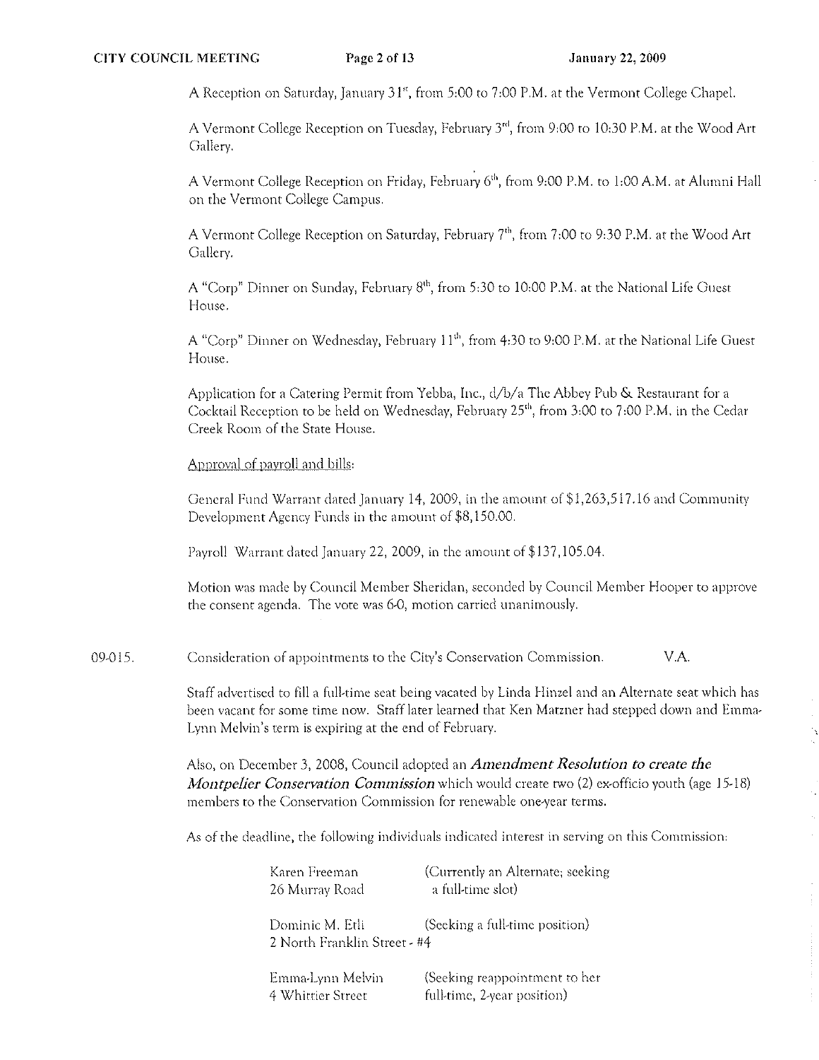A Reception on Saturday, January 31st, from 5:00 to 7:00 P.M. at the Vermont College Chapel.

A Vermont College Reception on Tuesday, February 3rd, from 9:00 to 10:30 P.M. at the Wood Art Gallery.

A Vermont College Reception on Friday, February 6th, from 9:00 P.M. to 1:00 A.M. at Alumni Hall on the Vermont College Campus.

A Vermont College Reception on Saturday, February 7th, from 7:00 to 9:30 P.M. at the Wood Art Gallery.

A "Corp" Dinner on Sunday, February 8th, from 5:30 to 10:00 P.M. at the National Life Guest House.

A "Corp" Dinner on Wednesday, February 11th, from 4:30 to 9:00 P.M. at the National Life Guest House.

Application for a Catering Permit from Yebba, Inc., d/b/a The Abbey Pub & Restaurant for a Cocktail Reception to be held on Wednesday, February 25th, from 3:00 to 7:00 P.M. in the Cedar Creek Room of the State House.

Approval of payroll and bills:

General Fund Warrant dated January 14, 2009, in the amount of $1,263,517.16 and Community Development Agency Funds in the amount of $8,150.00.

Payroll Warrant dated January 22, 2009, in the amount of $137,105.04.

Motion was made by Council Member Sheridan, seconded by Council Member Hooper to approve the consent agenda. The vote was 6-0, motion carried unanimously.

09-015. Consideration of appointments to the City's Conservation Commission. V.A.

Staff advertised to fill a full-time seat being vacated by Linda Hinzel and an Alternate seat which has been vacant for some time now. Staff later learned that Ken Matzner had stepped down and Emma-Lynn Melvin's term is expiring at the end of February.

Also, on December 3, 2008, Council adopted an ***Amendment Resolution to create the Montpelier Conservation Commission*** which would create two (2) ex-officio youth (age 15-18) members to the Conservation Commission for renewable one-year terms.

As of the deadline, the following individuals indicated interest in serving on this Commission:

Karen Freeman
26 Murray Road
(Currently an Alternate; seeking a full-time slot)

Dominic M. Etli
2 North Franklin Street - #4
(Seeking a full-time position)

Emma-Lynn Melvin
4 Whittier Street
(Seeking reappointment to her full-time, 2-year position)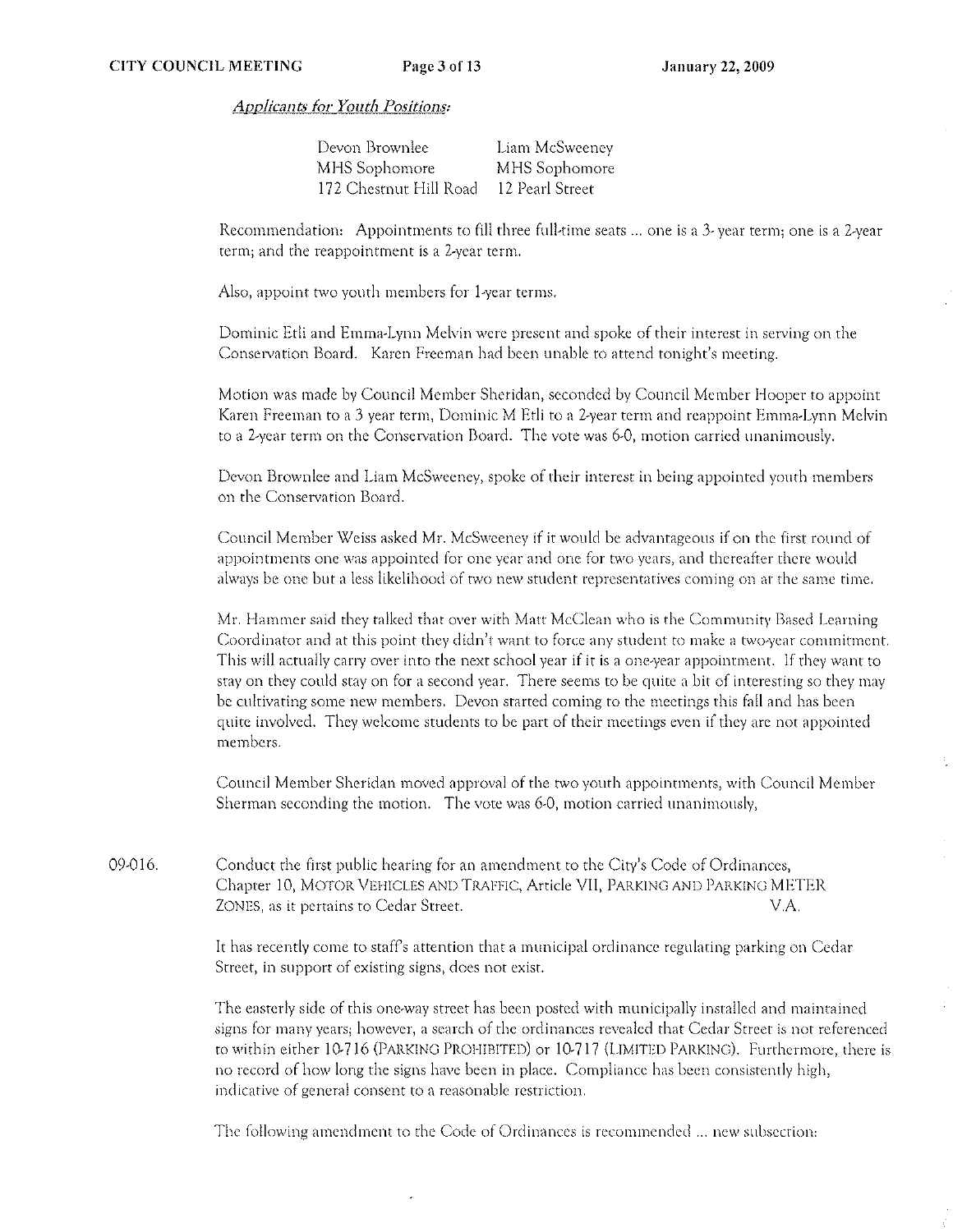*Applicants for Youth Positions:*

| Devon Brownlee | Liam McSweeney |
|---|---|
| MHS Sophomore | MHS Sophomore |
| 172 Chestnut Hill Road | 12 Pearl Street |

Recommendation: Appointments to fill three full-time seats ... one is a 3- year term; one is a 2-year term; and the reappointment is a 2-year term.

Also, appoint two youth members for 1-year terms.

Dominic Etli and Emma-Lynn Melvin were present and spoke of their interest in serving on the Conservation Board. Karen Freeman had been unable to attend tonight's meeting.

Motion was made by Council Member Sheridan, seconded by Council Member Hooper to appoint Karen Freeman to a 3 year term, Dominic M Etli to a 2-year term and reappoint Emma-Lynn Melvin to a 2-year term on the Conservation Board. The vote was 6-0, motion carried unanimously.

Devon Brownlee and Liam McSweeney, spoke of their interest in being appointed youth members on the Conservation Board.

Council Member Weiss asked Mr. McSweeney if it would be advantageous if on the first round of appointments one was appointed for one year and one for two years, and thereafter there would always be one but a less likelihood of two new student representatives coming on at the same time.

Mr. Hammer said they talked that over with Matt McClean who is the Community Based Learning Coordinator and at this point they didn't want to force any student to make a two-year commitment. This will actually carry over into the next school year if it is a one-year appointment. If they want to stay on they could stay on for a second year. There seems to be quite a bit of interesting so they may be cultivating some new members. Devon started coming to the meetings this fall and has been quite involved. They welcome students to be part of their meetings even if they are not appointed members.

Council Member Sheridan moved approval of the two youth appointments, with Council Member Sherman seconding the motion. The vote was 6-0, motion carried unanimously,

09-016. Conduct the first public hearing for an amendment to the City's Code of Ordinances, Chapter 10, MOTOR VEHICLES AND TRAFFIC, Article VII, PARKING AND PARKING METER ZONES, as it pertains to Cedar Street. V.A.

It has recently come to staff's attention that a municipal ordinance regulating parking on Cedar Street, in support of existing signs, does not exist.

The easterly side of this one-way street has been posted with municipally installed and maintained signs for many years; however, a search of the ordinances revealed that Cedar Street is not referenced to within either 10-716 (PARKING PROHIBITED) or 10-717 (LIMITED PARKING). Furthermore, there is no record of how long the signs have been in place. Compliance has been consistently high, indicative of general consent to a reasonable restriction.

The following amendment to the Code of Ordinances is recommended ... new subsection: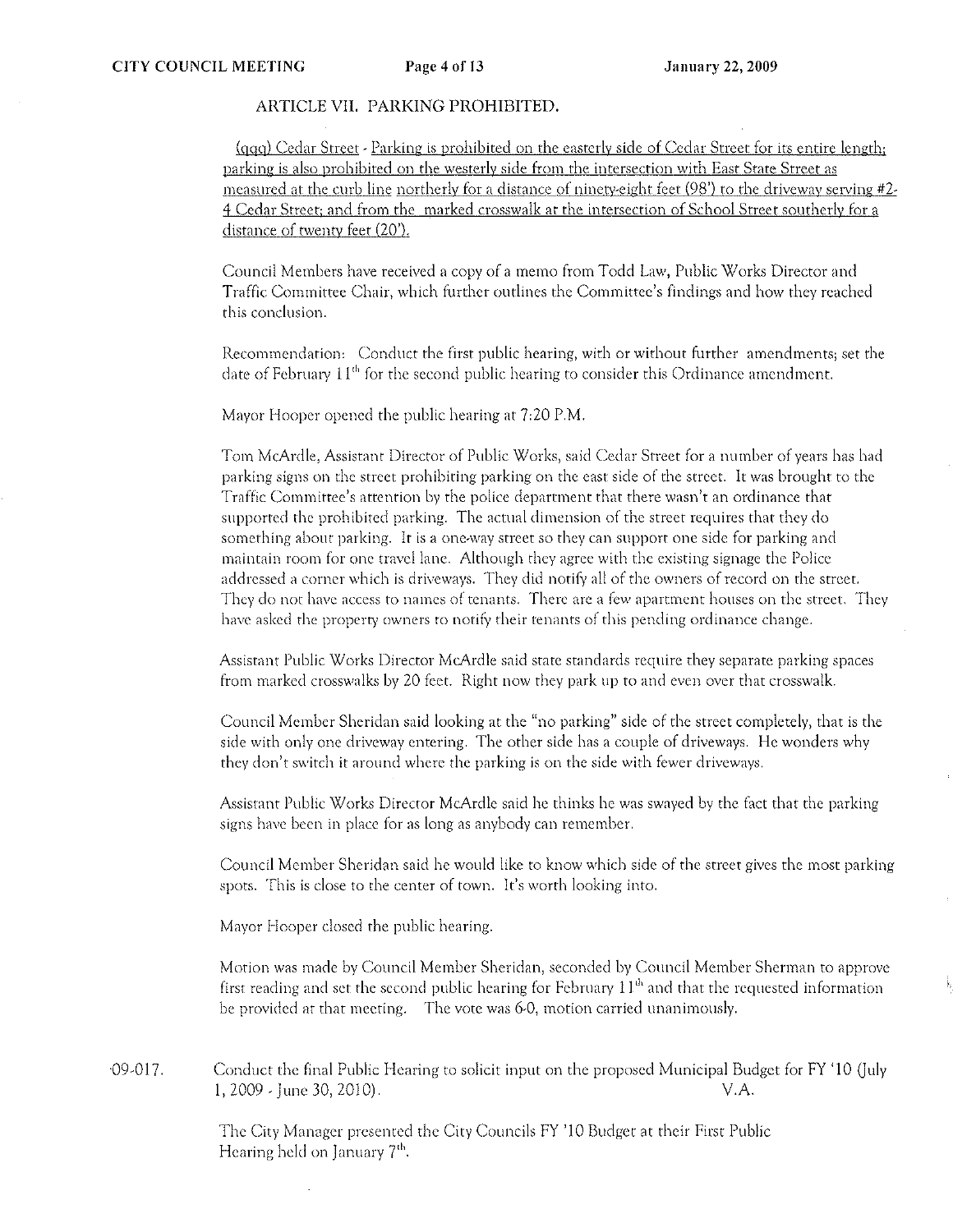ARTICLE VII. PARKING PROHIBITED.

<u>(qqq) Cedar Street - Parking is prohibited on the easterly side of Cedar Street for its entire length; parking is also prohibited on the westerly side from the intersection with East State Street as measured at the curb line northerly for a distance of ninety-eight feet (98') to the driveway serving #2-4 Cedar Street; and from the marked crosswalk at the intersection of School Street southerly for a distance of twenty feet (20').</u>

Council Members have received a copy of a memo from Todd Law, Public Works Director and Traffic Committee Chair, which further outlines the Committee's findings and how they reached this conclusion.

Recommendation: Conduct the first public hearing, with or without further amendments; set the date of February 11th for the second public hearing to consider this Ordinance amendment.

Mayor Hooper opened the public hearing at 7:20 P.M.

Tom McArdle, Assistant Director of Public Works, said Cedar Street for a number of years has had parking signs on the street prohibiting parking on the east side of the street. It was brought to the Traffic Committee's attention by the police department that there wasn't an ordinance that supported the prohibited parking. The actual dimension of the street requires that they do something about parking. It is a one-way street so they can support one side for parking and maintain room for one travel lane. Although they agree with the existing signage the Police addressed a corner which is driveways. They did notify all of the owners of record on the street. They do not have access to names of tenants. There are a few apartment houses on the street. They have asked the property owners to notify their tenants of this pending ordinance change.

Assistant Public Works Director McArdle said state standards require they separate parking spaces from marked crosswalks by 20 feet. Right now they park up to and even over that crosswalk.

Council Member Sheridan said looking at the "no parking" side of the street completely, that is the side with only one driveway entering. The other side has a couple of driveways. He wonders why they don't switch it around where the parking is on the side with fewer driveways.

Assistant Public Works Director McArdle said he thinks he was swayed by the fact that the parking signs have been in place for as long as anybody can remember.

Council Member Sheridan said he would like to know which side of the street gives the most parking spots. This is close to the center of town. It's worth looking into.

Mayor Hooper closed the public hearing.

Motion was made by Council Member Sheridan, seconded by Council Member Sherman to approve first reading and set the second public hearing for February 11th and that the requested information be provided at that meeting. The vote was 6-0, motion carried unanimously.

09-017. Conduct the final Public Hearing to solicit input on the proposed Municipal Budget for FY '10 (July 1, 2009 - June 30, 2010). V.A.

The City Manager presented the City Councils FY '10 Budget at their First Public Hearing held on January 7th.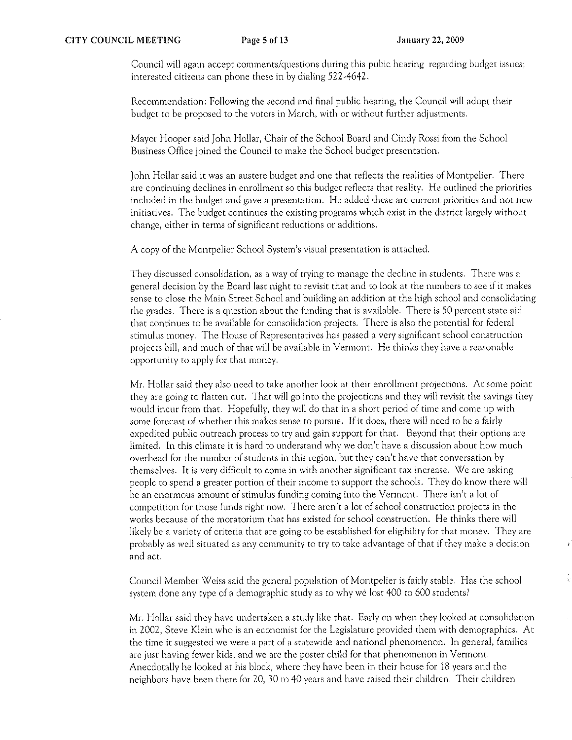Council will again accept comments/questions during this pubic hearing regarding budget issues; interested citizens can phone these in by dialing 522-4642.

Recommendation: Following the second and final public hearing, the Council will adopt their budget to be proposed to the voters in March, with or without further adjustments.

Mayor Hooper said John Hollar, Chair of the School Board and Cindy Rossi from the School Business Office joined the Council to make the School budget presentation.

John Hollar said it was an austere budget and one that reflects the realities of Montpelier. There are continuing declines in enrollment so this budget reflects that reality. He outlined the priorities included in the budget and gave a presentation. He added these are current priorities and not new initiatives. The budget continues the existing programs which exist in the district largely without change, either in terms of significant reductions or additions.

A copy of the Montpelier School System's visual presentation is attached.

They discussed consolidation, as a way of trying to manage the decline in students. There was a general decision by the Board last night to revisit that and to look at the numbers to see if it makes sense to close the Main Street School and building an addition at the high school and consolidating the grades. There is a question about the funding that is available. There is 50 percent state aid that continues to be available for consolidation projects. There is also the potential for federal stimulus money. The House of Representatives has passed a very significant school construction projects bill, and much of that will be available in Vermont. He thinks they have a reasonable opportunity to apply for that money.

Mr. Hollar said they also need to take another look at their enrollment projections. At some point they are going to flatten out. That will go into the projections and they will revisit the savings they would incur from that. Hopefully, they will do that in a short period of time and come up with some forecast of whether this makes sense to pursue. If it does, there will need to be a fairly expedited public outreach process to try and gain support for that. Beyond that their options are limited. In this climate it is hard to understand why we don't have a discussion about how much overhead for the number of students in this region, but they can't have that conversation by themselves. It is very difficult to come in with another significant tax increase. We are asking people to spend a greater portion of their income to support the schools. They do know there will be an enormous amount of stimulus funding coming into the Vermont. There isn't a lot of competition for those funds right now. There aren't a lot of school construction projects in the works because of the moratorium that has existed for school construction. He thinks there will likely be a variety of criteria that are going to be established for eligibility for that money. They are probably as well situated as any community to try to take advantage of that if they make a decision and act.

Council Member Weiss said the general population of Montpelier is fairly stable. Has the school system done any type of a demographic study as to why we lost 400 to 600 students?

Mr. Hollar said they have undertaken a study like that. Early on when they looked at consolidation in 2002, Steve Klein who is an economist for the Legislature provided them with demographics. At the time it suggested we were a part of a statewide and national phenomenon. In general, families are just having fewer kids, and we are the poster child for that phenomenon in Vermont. Anecdotally he looked at his block, where they have been in their house for 18 years and the neighbors have been there for 20, 30 to 40 years and have raised their children. Their children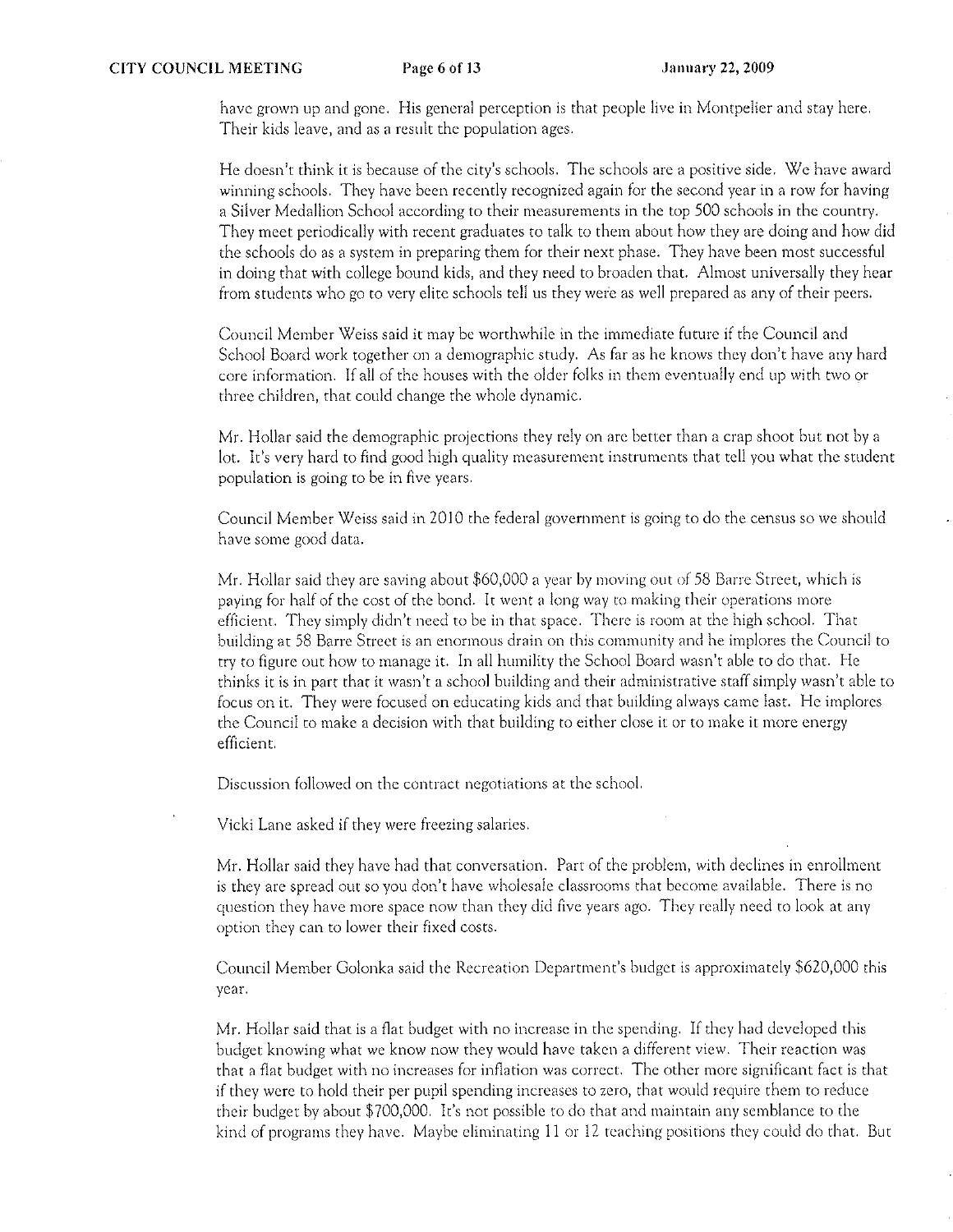have grown up and gone. His general perception is that people live in Montpelier and stay here. Their kids leave, and as a result the population ages.

He doesn't think it is because of the city's schools. The schools are a positive side. We have award winning schools. They have been recently recognized again for the second year in a row for having a Silver Medallion School according to their measurements in the top 500 schools in the country. They meet periodically with recent graduates to talk to them about how they are doing and how did the schools do as a system in preparing them for their next phase. They have been most successful in doing that with college bound kids, and they need to broaden that. Almost universally they hear from students who go to very elite schools tell us they were as well prepared as any of their peers.

Council Member Weiss said it may be worthwhile in the immediate future if the Council and School Board work together on a demographic study. As far as he knows they don't have any hard core information. If all of the houses with the older folks in them eventually end up with two or three children, that could change the whole dynamic.

Mr. Hollar said the demographic projections they rely on are better than a crap shoot but not by a lot. It's very hard to find good high quality measurement instruments that tell you what the student population is going to be in five years.

Council Member Weiss said in 2010 the federal government is going to do the census so we should have some good data.

Mr. Hollar said they are saving about $60,000 a year by moving out of 58 Barre Street, which is paying for half of the cost of the bond. It went a long way to making their operations more efficient. They simply didn't need to be in that space. There is room at the high school. That building at 58 Barre Street is an enormous drain on this community and he implores the Council to try to figure out how to manage it. In all humility the School Board wasn't able to do that. He thinks it is in part that it wasn't a school building and their administrative staff simply wasn't able to focus on it. They were focused on educating kids and that building always came last. He implores the Council to make a decision with that building to either close it or to make it more energy efficient.

Discussion followed on the contract negotiations at the school.

Vicki Lane asked if they were freezing salaries.

Mr. Hollar said they have had that conversation. Part of the problem, with declines in enrollment is they are spread out so you don't have wholesale classrooms that become available. There is no question they have more space now than they did five years ago. They really need to look at any option they can to lower their fixed costs.

Council Member Golonka said the Recreation Department's budget is approximately $620,000 this year.

Mr. Hollar said that is a flat budget with no increase in the spending. If they had developed this budget knowing what we know now they would have taken a different view. Their reaction was that a flat budget with no increases for inflation was correct. The other more significant fact is that if they were to hold their per pupil spending increases to zero, that would require them to reduce their budget by about $700,000. It's not possible to do that and maintain any semblance to the kind of programs they have. Maybe eliminating 11 or 12 teaching positions they could do that. But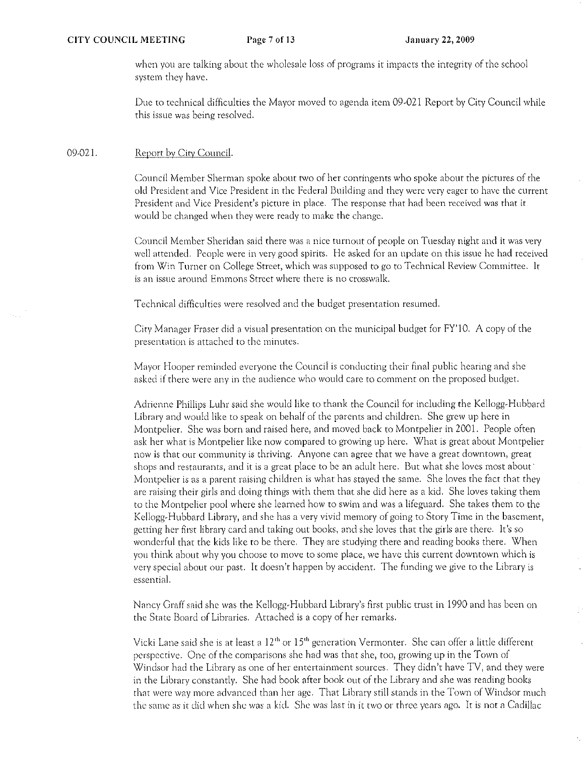when you are talking about the wholesale loss of programs it impacts the integrity of the school system they have.

Due to technical difficulties the Mayor moved to agenda item 09-021 Report by City Council while this issue was being resolved.

09-021. Report by City Council.

Council Member Sherman spoke about two of her contingents who spoke about the pictures of the old President and Vice President in the Federal Building and they were very eager to have the current President and Vice President's picture in place. The response that had been received was that it would be changed when they were ready to make the change.

Council Member Sheridan said there was a nice turnout of people on Tuesday night and it was very well attended. People were in very good spirits. He asked for an update on this issue he had received from Win Turner on College Street, which was supposed to go to Technical Review Committee. It is an issue around Emmons Street where there is no crosswalk.

Technical difficulties were resolved and the budget presentation resumed.

City Manager Fraser did a visual presentation on the municipal budget for FY'10. A copy of the presentation is attached to the minutes.

Mayor Hooper reminded everyone the Council is conducting their final public hearing and she asked if there were any in the audience who would care to comment on the proposed budget.

Adrienne Phillips Luhr said she would like to thank the Council for including the Kellogg-Hubbard Library and would like to speak on behalf of the parents and children. She grew up here in Montpelier. She was born and raised here, and moved back to Montpelier in 2001. People often ask her what is Montpelier like now compared to growing up here. What is great about Montpelier now is that our community is thriving. Anyone can agree that we have a great downtown, great shops and restaurants, and it is a great place to be an adult here. But what she loves most about Montpelier is as a parent raising children is what has stayed the same. She loves the fact that they are raising their girls and doing things with them that she did here as a kid. She loves taking them to the Montpelier pool where she learned how to swim and was a lifeguard. She takes them to the Kellogg-Hubbard Library, and she has a very vivid memory of going to Story Time in the basement, getting her first library card and taking out books, and she loves that the girls are there. It's so wonderful that the kids like to be there. They are studying there and reading books there. When you think about why you choose to move to some place, we have this current downtown which is very special about our past. It doesn't happen by accident. The funding we give to the Library is essential.

Nancy Graff said she was the Kellogg-Hubbard Library's first public trust in 1990 and has been on the State Board of Libraries. Attached is a copy of her remarks.

Vicki Lane said she is at least a 12th or 15th generation Vermonter. She can offer a little different perspective. One of the comparisons she had was that she, too, growing up in the Town of Windsor had the Library as one of her entertainment sources. They didn't have TV, and they were in the Library constantly. She had book after book out of the Library and she was reading books that were way more advanced than her age. That Library still stands in the Town of Windsor much the same as it did when she was a kid. She was last in it two or three years ago. It is not a Cadillac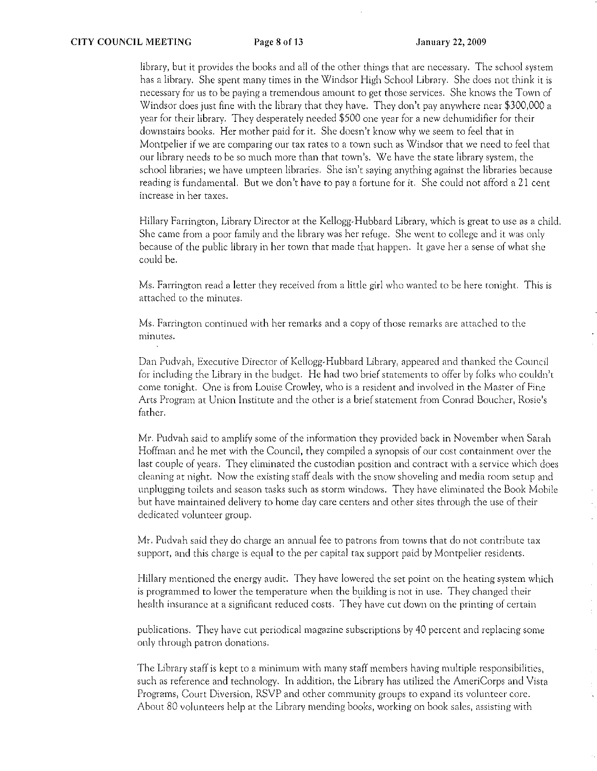library, but it provides the books and all of the other things that are necessary. The school system has a library. She spent many times in the Windsor High School Library. She does not think it is necessary for us to be paying a tremendous amount to get those services. She knows the Town of Windsor does just fine with the library that they have. They don't pay anywhere near $300,000 a year for their library. They desperately needed $500 one year for a new dehumidifier for their downstairs books. Her mother paid for it. She doesn't know why we seem to feel that in Montpelier if we are comparing our tax rates to a town such as Windsor that we need to feel that our library needs to be so much more than that town's. We have the state library system, the school libraries; we have umpteen libraries. She isn't saying anything against the libraries because reading is fundamental. But we don't have to pay a fortune for it. She could not afford a 21 cent increase in her taxes.

Hillary Farrington, Library Director at the Kellogg-Hubbard Library, which is great to use as a child. She came from a poor family and the library was her refuge. She went to college and it was only because of the public library in her town that made that happen. It gave her a sense of what she could be.

Ms. Farrington read a letter they received from a little girl who wanted to be here tonight. This is attached to the minutes.

Ms. Farrington continued with her remarks and a copy of those remarks are attached to the minutes.

Dan Pudvah, Executive Director of Kellogg-Hubbard Library, appeared and thanked the Council for including the Library in the budget. He had two brief statements to offer by folks who couldn't come tonight. One is from Louise Crowley, who is a resident and involved in the Master of Fine Arts Program at Union Institute and the other is a brief statement from Conrad Boucher, Rosie's father.

Mr. Pudvah said to amplify some of the information they provided back in November when Sarah Hoffman and he met with the Council, they compiled a synopsis of our cost containment over the last couple of years. They eliminated the custodian position and contract with a service which does cleaning at night. Now the existing staff deals with the snow shoveling and media room setup and unplugging toilets and season tasks such as storm windows. They have eliminated the Book Mobile but have maintained delivery to home day care centers and other sites through the use of their dedicated volunteer group.

Mr. Pudvah said they do charge an annual fee to patrons from towns that do not contribute tax support, and this charge is equal to the per capital tax support paid by Montpelier residents.

Hillary mentioned the energy audit. They have lowered the set point on the heating system which is programmed to lower the temperature when the building is not in use. They changed their health insurance at a significant reduced costs. They have cut down on the printing of certain publications. They have cut periodical magazine subscriptions by 40 percent and replacing some only through patron donations.

The Library staff is kept to a minimum with many staff members having multiple responsibilities, such as reference and technology. In addition, the Library has utilized the AmeriCorps and Vista Programs, Court Diversion, RSVP and other community groups to expand its volunteer core. About 80 volunteers help at the Library mending books, working on book sales, assisting with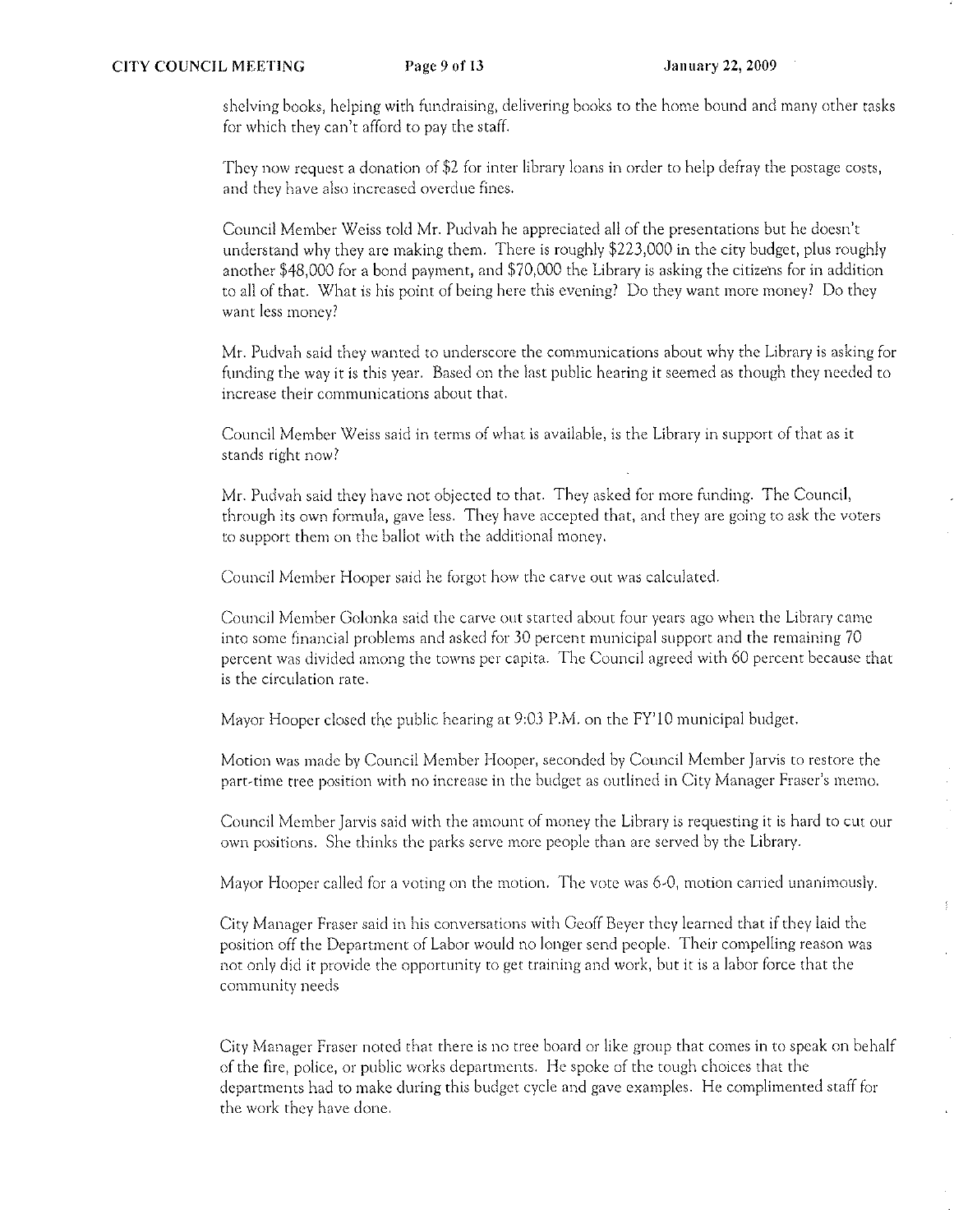shelving books, helping with fundraising, delivering books to the home bound and many other tasks for which they can't afford to pay the staff.

They now request a donation of $2 for inter library loans in order to help defray the postage costs, and they have also increased overdue fines.

Council Member Weiss told Mr. Pudvah he appreciated all of the presentations but he doesn't understand why they are making them. There is roughly $223,000 in the city budget, plus roughly another $48,000 for a bond payment, and $70,000 the Library is asking the citizens for in addition to all of that. What is his point of being here this evening? Do they want more money? Do they want less money?

Mr. Pudvah said they wanted to underscore the communications about why the Library is asking for funding the way it is this year. Based on the last public hearing it seemed as though they needed to increase their communications about that.

Council Member Weiss said in terms of what is available, is the Library in support of that as it stands right now?

Mr. Pudvah said they have not objected to that. They asked for more funding. The Council, through its own formula, gave less. They have accepted that, and they are going to ask the voters to support them on the ballot with the additional money.

Council Member Hooper said he forgot how the carve out was calculated.

Council Member Golonka said the carve out started about four years ago when the Library came into some financial problems and asked for 30 percent municipal support and the remaining 70 percent was divided among the towns per capita. The Council agreed with 60 percent because that is the circulation rate.

Mayor Hooper closed the public hearing at 9:03 P.M. on the FY'10 municipal budget.

Motion was made by Council Member Hooper, seconded by Council Member Jarvis to restore the part-time tree position with no increase in the budget as outlined in City Manager Fraser's memo.

Council Member Jarvis said with the amount of money the Library is requesting it is hard to cut our own positions. She thinks the parks serve more people than are served by the Library.

Mayor Hooper called for a voting on the motion. The vote was 6-0, motion carried unanimously.

City Manager Fraser said in his conversations with Geoff Beyer they learned that if they laid the position off the Department of Labor would no longer send people. Their compelling reason was not only did it provide the opportunity to get training and work, but it is a labor force that the community needs

City Manager Fraser noted that there is no tree board or like group that comes in to speak on behalf of the fire, police, or public works departments. He spoke of the tough choices that the departments had to make during this budget cycle and gave examples. He complimented staff for the work they have done.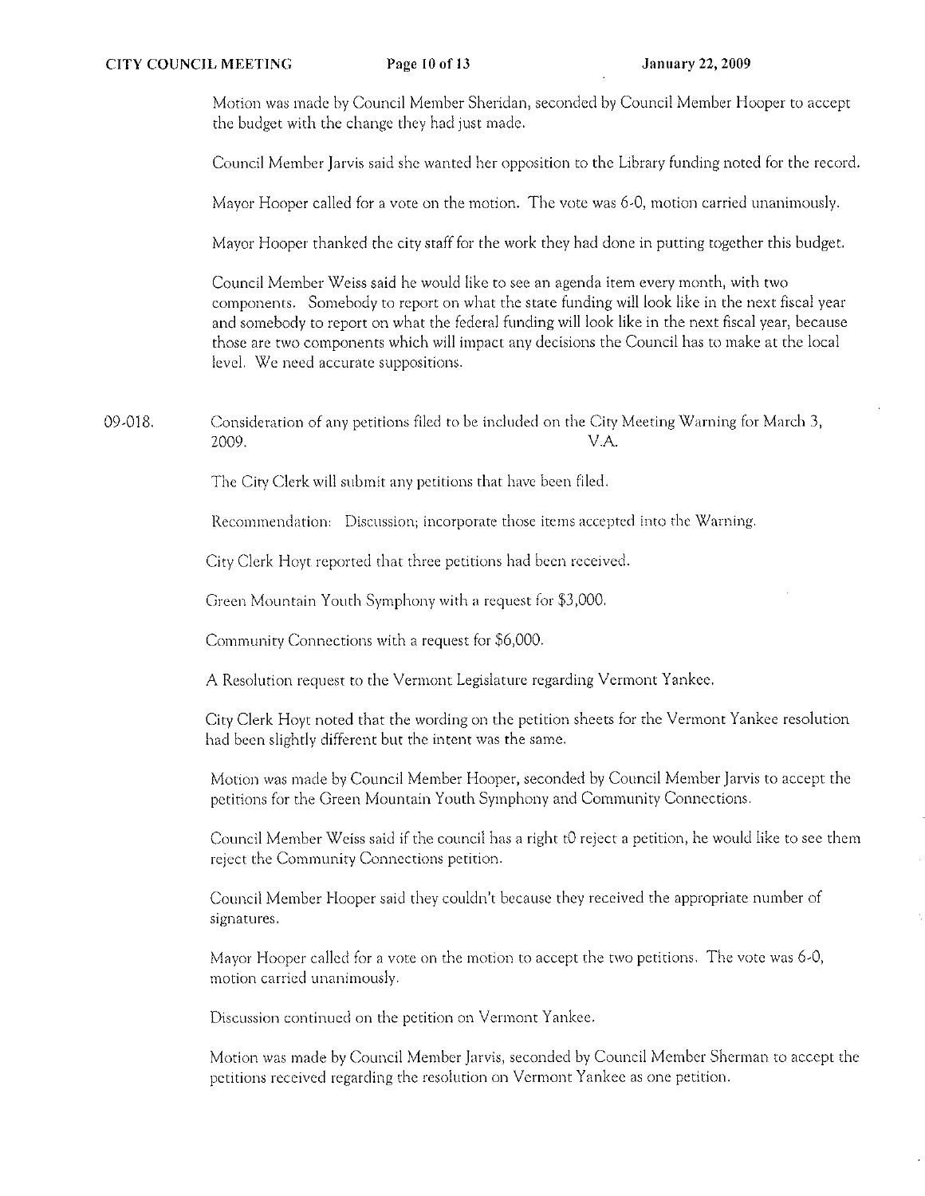Motion was made by Council Member Sheridan, seconded by Council Member Hooper to accept the budget with the change they had just made.

Council Member Jarvis said she wanted her opposition to the Library funding noted for the record.

Mayor Hooper called for a vote on the motion. The vote was 6-0, motion carried unanimously.

Mayor Hooper thanked the city staff for the work they had done in putting together this budget.

Council Member Weiss said he would like to see an agenda item every month, with two components. Somebody to report on what the state funding will look like in the next fiscal year and somebody to report on what the federal funding will look like in the next fiscal year, because those are two components which will impact any decisions the Council has to make at the local level. We need accurate suppositions.

09-018. Consideration of any petitions filed to be included on the City Meeting Warning for March 3, 2009. V.A.

The City Clerk will submit any petitions that have been filed.

Recommendation: Discussion; incorporate those items accepted into the Warning.

City Clerk Hoyt reported that three petitions had been received.

Green Mountain Youth Symphony with a request for $3,000.

Community Connections with a request for $6,000.

A Resolution request to the Vermont Legislature regarding Vermont Yankee.

City Clerk Hoyt noted that the wording on the petition sheets for the Vermont Yankee resolution had been slightly different but the intent was the same.

Motion was made by Council Member Hooper, seconded by Council Member Jarvis to accept the petitions for the Green Mountain Youth Symphony and Community Connections.

Council Member Weiss said if the council has a right t0 reject a petition, he would like to see them reject the Community Connections petition.

Council Member Hooper said they couldn't because they received the appropriate number of signatures.

Mayor Hooper called for a vote on the motion to accept the two petitions. The vote was 6-0, motion carried unanimously.

Discussion continued on the petition on Vermont Yankee.

Motion was made by Council Member Jarvis, seconded by Council Member Sherman to accept the petitions received regarding the resolution on Vermont Yankee as one petition.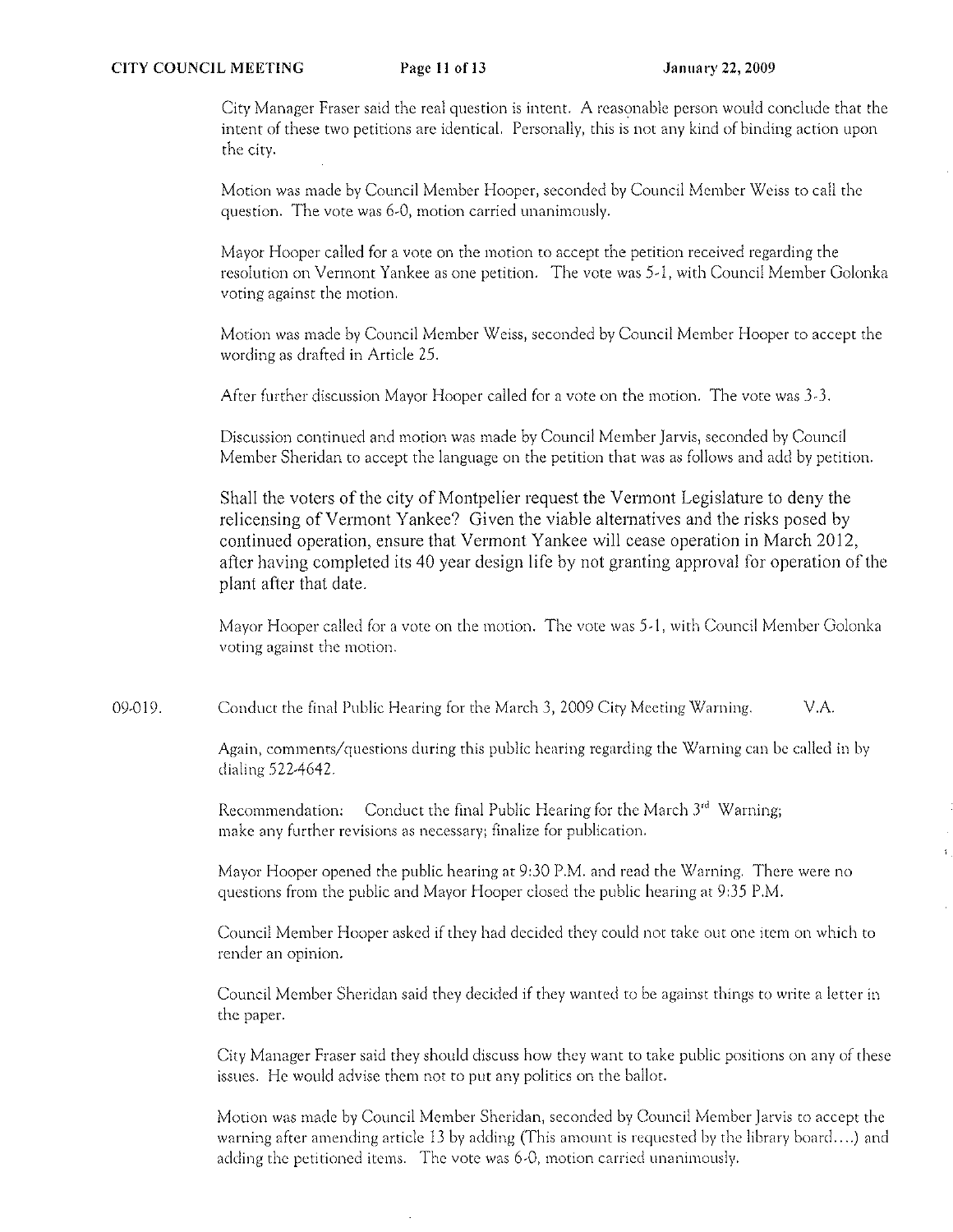City Manager Fraser said the real question is intent. A reasonable person would conclude that the intent of these two petitions are identical. Personally, this is not any kind of binding action upon the city.

Motion was made by Council Member Hooper, seconded by Council Member Weiss to call the question. The vote was 6-0, motion carried unanimously.

Mayor Hooper called for a vote on the motion to accept the petition received regarding the resolution on Vermont Yankee as one petition. The vote was 5-1, with Council Member Golonka voting against the motion.

Motion was made by Council Member Weiss, seconded by Council Member Hooper to accept the wording as drafted in Article 25.

After further discussion Mayor Hooper called for a vote on the motion. The vote was 3-3.

Discussion continued and motion was made by Council Member Jarvis, seconded by Council Member Sheridan to accept the language on the petition that was as follows and add by petition.

Shall the voters of the city of Montpelier request the Vermont Legislature to deny the relicensing of Vermont Yankee? Given the viable alternatives and the risks posed by continued operation, ensure that Vermont Yankee will cease operation in March 2012, after having completed its 40 year design life by not granting approval for operation of the plant after that date.

Mayor Hooper called for a vote on the motion. The vote was 5-1, with Council Member Golonka voting against the motion.

09-019. Conduct the final Public Hearing for the March 3, 2009 City Meeting Warning. V.A.

Again, comments/questions during this public hearing regarding the Warning can be called in by dialing 522-4642.

Recommendation: Conduct the final Public Hearing for the March 3rd Warning; make any further revisions as necessary; finalize for publication.

Mayor Hooper opened the public hearing at 9:30 P.M. and read the Warning. There were no questions from the public and Mayor Hooper closed the public hearing at 9:35 P.M.

Council Member Hooper asked if they had decided they could not take out one item on which to render an opinion.

Council Member Sheridan said they decided if they wanted to be against things to write a letter in the paper.

City Manager Fraser said they should discuss how they want to take public positions on any of these issues. He would advise them not to put any politics on the ballot.

Motion was made by Council Member Sheridan, seconded by Council Member Jarvis to accept the warning after amending article 13 by adding (This amount is requested by the library board....) and adding the petitioned items. The vote was 6-0, motion carried unanimously.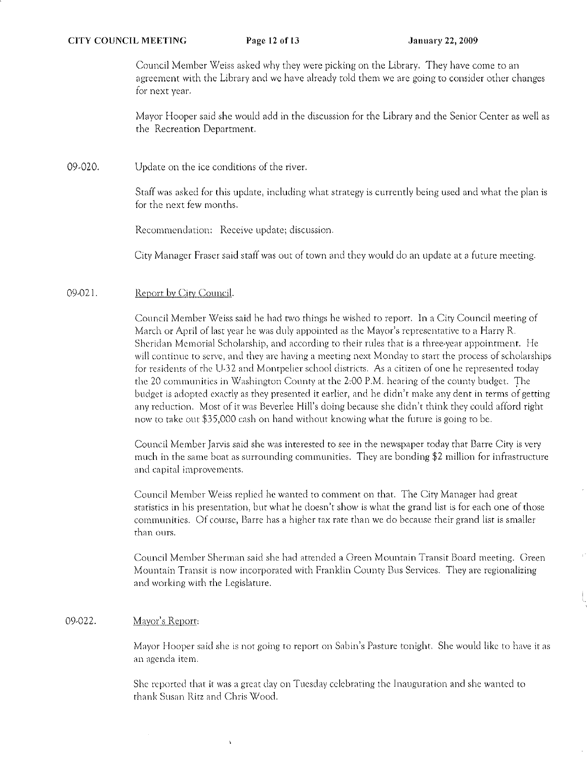Council Member Weiss asked why they were picking on the Library. They have come to an agreement with the Library and we have already told them we are going to consider other changes for next year.

Mayor Hooper said she would add in the discussion for the Library and the Senior Center as well as the Recreation Department.

09-020. Update on the ice conditions of the river.

Staff was asked for this update, including what strategy is currently being used and what the plan is for the next few months.

Recommendation: Receive update; discussion.

City Manager Fraser said staff was out of town and they would do an update at a future meeting.

09-021. Report by City Council.

Council Member Weiss said he had two things he wished to report. In a City Council meeting of March or April of last year he was duly appointed as the Mayor's representative to a Harry R. Sheridan Memorial Scholarship, and according to their rules that is a three-year appointment. He will continue to serve, and they are having a meeting next Monday to start the process of scholarships for residents of the U-32 and Montpelier school districts. As a citizen of one he represented today the 20 communities in Washington County at the 2:00 P.M. hearing of the county budget. The budget is adopted exactly as they presented it earlier, and he didn't make any dent in terms of getting any reduction. Most of it was Beverlee Hill's doing because she didn't think they could afford right now to take out $35,000 cash on hand without knowing what the future is going to be.

Council Member Jarvis said she was interested to see in the newspaper today that Barre City is very much in the same boat as surrounding communities. They are bonding $2 million for infrastructure and capital improvements.

Council Member Weiss replied he wanted to comment on that. The City Manager had great statistics in his presentation, but what he doesn't show is what the grand list is for each one of those communities. Of course, Barre has a higher tax rate than we do because their grand list is smaller than ours.

Council Member Sherman said she had attended a Green Mountain Transit Board meeting. Green Mountain Transit is now incorporated with Franklin County Bus Services. They are regionalizing and working with the Legislature.

09-022. Mayor's Report:

Mayor Hooper said she is not going to report on Sabin's Pasture tonight. She would like to have it as an agenda item.

She reported that it was a great day on Tuesday celebrating the Inauguration and she wanted to thank Susan Ritz and Chris Wood.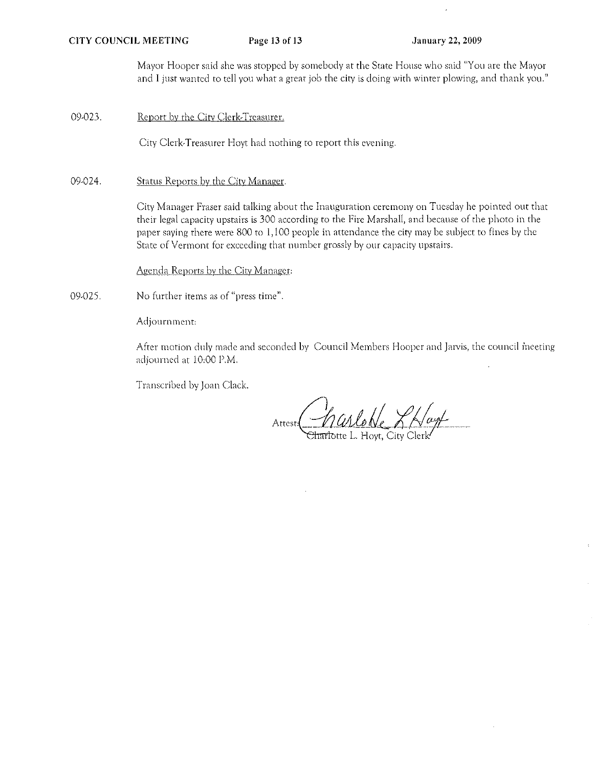Mayor Hooper said she was stopped by somebody at the State House who said "You are the Mayor and I just wanted to tell you what a great job the city is doing with winter plowing, and thank you."

09-023. Report by the City Clerk-Treasurer.

City Clerk-Treasurer Hoyt had nothing to report this evening.

09-024. Status Reports by the City Manager.

City Manager Fraser said talking about the Inauguration ceremony on Tuesday he pointed out that their legal capacity upstairs is 300 according to the Fire Marshall, and because of the photo in the paper saying there were 800 to 1,100 people in attendance the city may be subject to fines by the State of Vermont for exceeding that number grossly by our capacity upstairs.

Agenda Reports by the City Manager:

09-025. No further items as of "press time".

Adjournment:

After motion duly made and seconded by Council Members Hooper and Jarvis, the council meeting adjourned at 10:00 P.M.

Transcribed by Joan Clack.

Attest: Charlotte L. Hoyt
Charlotte L. Hoyt, City Clerk